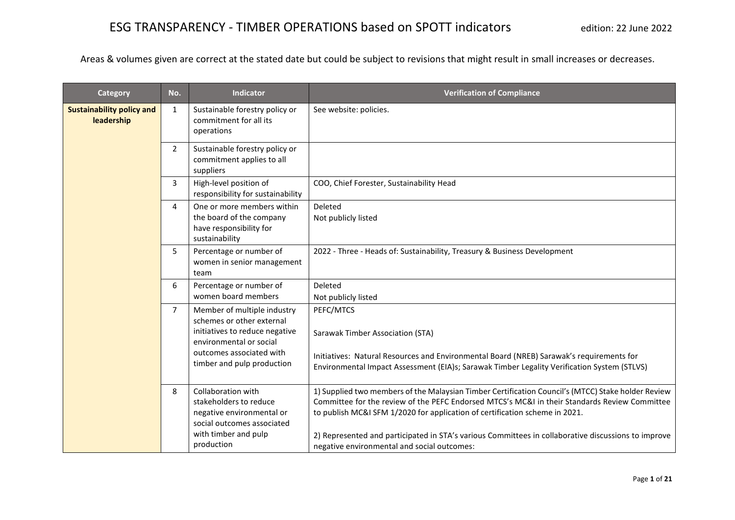# ESG TRANSPARENCY - TIMBER OPERATIONS based on SPOTT indicators

edition: 22 June 2022

Areas & volumes given are correct at the stated date but could be subject to revisions that might result in small increases or decreases.

| Category | No. | Indicator | Verification of Compliance |
|---|---|---|---|
| **Sustainability policy and leadership** | 1 | Sustainable forestry policy or commitment for all its operations | See website: policies. |
| | 2 | Sustainable forestry policy or commitment applies to all suppliers | |
| | 3 | High-level position of responsibility for sustainability | COO, Chief Forester, Sustainability Head |
| | 4 | One or more members within the board of the company have responsibility for sustainability | Deleted<br>Not publicly listed |
| | 5 | Percentage or number of women in senior management team | 2022 - Three - Heads of: Sustainability, Treasury & Business Development |
| | 6 | Percentage or number of women board members | Deleted<br>Not publicly listed |
| | 7 | Member of multiple industry schemes or other external initiatives to reduce negative environmental or social outcomes associated with timber and pulp production | PEFC/MTCS<br><br>Sarawak Timber Association (STA)<br><br>Initiatives: Natural Resources and Environmental Board (NREB) Sarawak's requirements for Environmental Impact Assessment (EIA)s; Sarawak Timber Legality Verification System (STLVS) |
| | 8 | Collaboration with stakeholders to reduce negative environmental or social outcomes associated with timber and pulp production | 1) Supplied two members of the Malaysian Timber Certification Council's (MTCC) Stake holder Review Committee for the review of the PEFC Endorsed MTCS's MC&I in their Standards Review Committee to publish MC&I SFM 1/2020 for application of certification scheme in 2021.<br><br>2) Represented and participated in STA's various Committees in collaborative discussions to improve negative environmental and social outcomes: |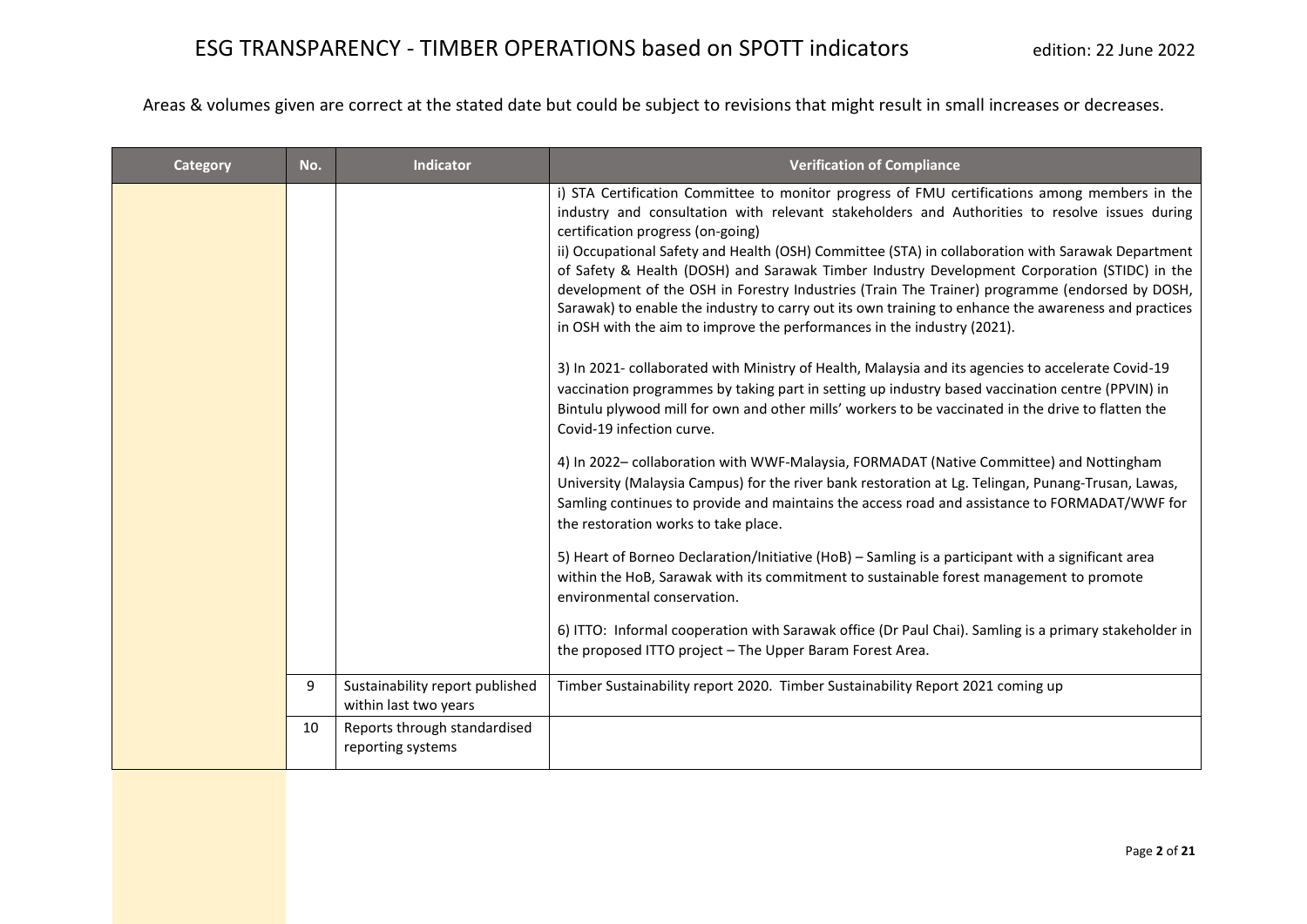| Category | No. | Indicator | Verification of Compliance |
|---|---|---|---|
| | | | i) STA Certification Committee to monitor progress of FMU certifications among members in the industry and consultation with relevant stakeholders and Authorities to resolve issues during certification progress (on-going)<br>ii) Occupational Safety and Health (OSH) Committee (STA) in collaboration with Sarawak Department of Safety & Health (DOSH) and Sarawak Timber Industry Development Corporation (STIDC) in the development of the OSH in Forestry Industries (Train The Trainer) programme (endorsed by DOSH, Sarawak) to enable the industry to carry out its own training to enhance the awareness and practices in OSH with the aim to improve the performances in the industry (2021).<br><br>3) In 2021- collaborated with Ministry of Health, Malaysia and its agencies to accelerate Covid-19 vaccination programmes by taking part in setting up industry based vaccination centre (PPVIN) in Bintulu plywood mill for own and other mills' workers to be vaccinated in the drive to flatten the Covid-19 infection curve.<br><br>4) In 2022– collaboration with WWF-Malaysia, FORMADAT (Native Committee) and Nottingham University (Malaysia Campus) for the river bank restoration at Lg. Telingan, Punang-Trusan, Lawas, Samling continues to provide and maintains the access road and assistance to FORMADAT/WWF for the restoration works to take place.<br><br>5) Heart of Borneo Declaration/Initiative (HoB) – Samling is a participant with a significant area within the HoB, Sarawak with its commitment to sustainable forest management to promote environmental conservation.<br><br>6) ITTO: Informal cooperation with Sarawak office (Dr Paul Chai). Samling is a primary stakeholder in the proposed ITTO project – The Upper Baram Forest Area. |
| | 9 | Sustainability report published within last two years | Timber Sustainability report 2020. Timber Sustainability Report 2021 coming up |
| | 10 | Reports through standardised reporting systems | |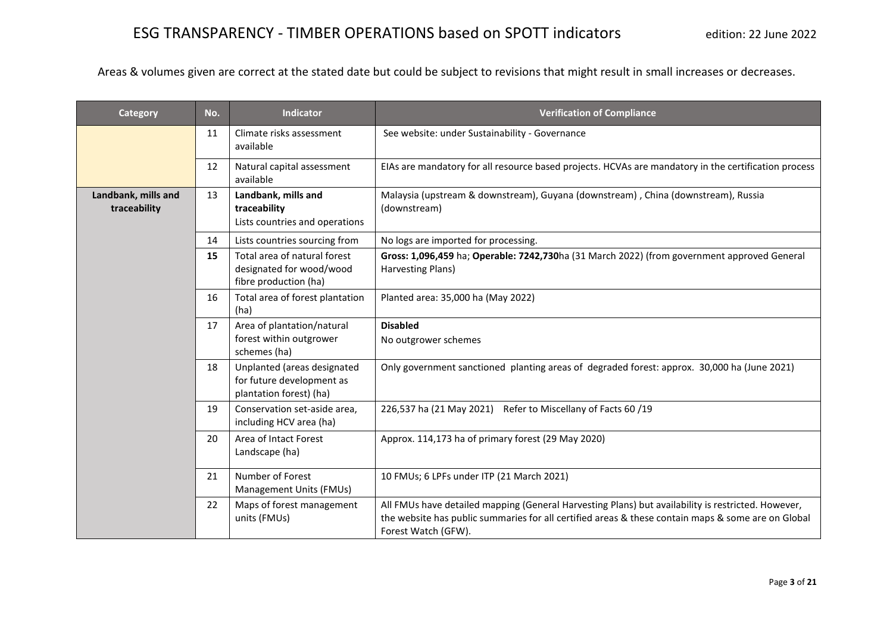# ESG TRANSPARENCY - TIMBER OPERATIONS based on SPOTT indicators

edition: 22 June 2022

Areas & volumes given are correct at the stated date but could be subject to revisions that might result in small increases or decreases.

| Category | No. | Indicator | Verification of Compliance |
|---|---|---|---|
| | 11 | Climate risks assessment available | See website: under Sustainability - Governance |
| | 12 | Natural capital assessment available | EIAs are mandatory for all resource based projects. HCVAs are mandatory in the certification process |
| **Landbank, mills and traceability** | 13 | **Landbank, mills and traceability** Lists countries and operations | Malaysia (upstream & downstream), Guyana (downstream) , China (downstream), Russia (downstream) |
| | 14 | Lists countries sourcing from | No logs are imported for processing. |
| | **15** | Total area of natural forest designated for wood/wood fibre production (ha) | **Gross: 1,096,459** ha; **Operable: 7242,730**ha (31 March 2022) (from government approved General Harvesting Plans) |
| | 16 | Total area of forest plantation (ha) | Planted area: 35,000 ha (May 2022) |
| | 17 | Area of plantation/natural forest within outgrower schemes (ha) | **Disabled** No outgrower schemes |
| | 18 | Unplanted (areas designated for future development as plantation forest) (ha) | Only government sanctioned planting areas of degraded forest: approx. 30,000 ha (June 2021) |
| | 19 | Conservation set-aside area, including HCV area (ha) | 226,537 ha (21 May 2021) Refer to Miscellany of Facts 60 /19 |
| | 20 | Area of Intact Forest Landscape (ha) | Approx. 114,173 ha of primary forest (29 May 2020) |
| | 21 | Number of Forest Management Units (FMUs) | 10 FMUs; 6 LPFs under ITP (21 March 2021) |
| | 22 | Maps of forest management units (FMUs) | All FMUs have detailed mapping (General Harvesting Plans) but availability is restricted. However, the website has public summaries for all certified areas & these contain maps & some are on Global Forest Watch (GFW). |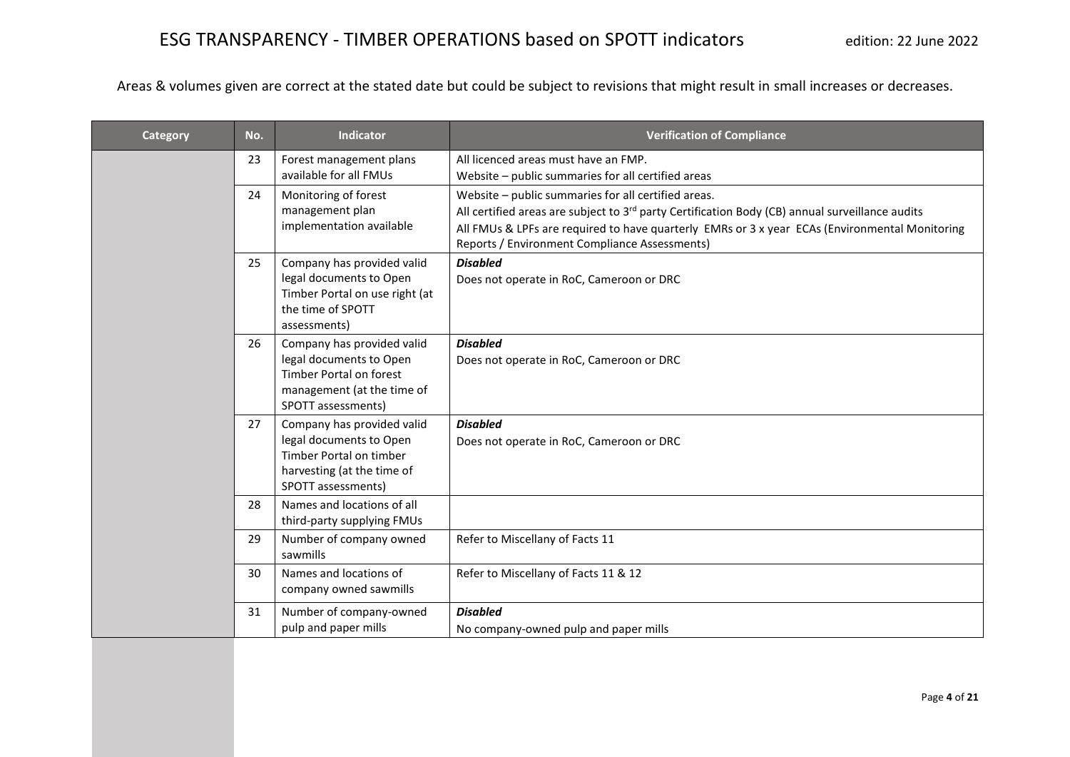Areas & volumes given are correct at the stated date but could be subject to revisions that might result in small increases or decreases.

| Category | No. | Indicator | Verification of Compliance |
|---|---|---|---|
| | 23 | Forest management plans available for all FMUs | All licenced areas must have an FMP.<br>Website – public summaries for all certified areas |
| | 24 | Monitoring of forest management plan implementation available | Website – public summaries for all certified areas.<br>All certified areas are subject to 3rd party Certification Body (CB) annual surveillance audits<br>All FMUs & LPFs are required to have quarterly EMRs or 3 x year ECAs (Environmental Monitoring Reports / Environment Compliance Assessments) |
| | 25 | Company has provided valid legal documents to Open Timber Portal on use right (at the time of SPOTT assessments) | ***Disabled***<br>Does not operate in RoC, Cameroon or DRC |
| | 26 | Company has provided valid legal documents to Open Timber Portal on forest management (at the time of SPOTT assessments) | ***Disabled***<br>Does not operate in RoC, Cameroon or DRC |
| | 27 | Company has provided valid legal documents to Open Timber Portal on timber harvesting (at the time of SPOTT assessments) | ***Disabled***<br>Does not operate in RoC, Cameroon or DRC |
| | 28 | Names and locations of all third-party supplying FMUs | |
| | 29 | Number of company owned sawmills | Refer to Miscellany of Facts 11 |
| | 30 | Names and locations of company owned sawmills | Refer to Miscellany of Facts 11 & 12 |
| | 31 | Number of company-owned pulp and paper mills | ***Disabled***<br>No company-owned pulp and paper mills |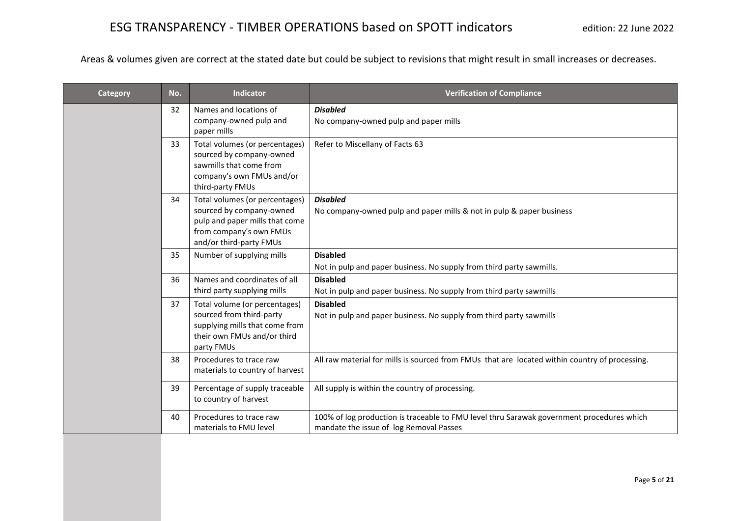Areas & volumes given are correct at the stated date but could be subject to revisions that might result in small increases or decreases.

| Category | No. | Indicator | Verification of Compliance |
|---|---|---|---|
| | 32 | Names and locations of company-owned pulp and paper mills | ***Disabled***<br>No company-owned pulp and paper mills |
| | 33 | Total volumes (or percentages) sourced by company-owned sawmills that come from company's own FMUs and/or third-party FMUs | Refer to Miscellany of Facts 63 |
| | 34 | Total volumes (or percentages) sourced by company-owned pulp and paper mills that come from company's own FMUs and/or third-party FMUs | ***Disabled***<br>No company-owned pulp and paper mills & not in pulp & paper business |
| | 35 | Number of supplying mills | **Disabled**<br>Not in pulp and paper business. No supply from third party sawmills. |
| | 36 | Names and coordinates of all third party supplying mills | **Disabled**<br>Not in pulp and paper business. No supply from third party sawmills |
| | 37 | Total volume (or percentages) sourced from third-party supplying mills that come from their own FMUs and/or third party FMUs | **Disabled**<br>Not in pulp and paper business. No supply from third party sawmills |
| | 38 | Procedures to trace raw materials to country of harvest | All raw material for mills is sourced from FMUs that are located within country of processing. |
| | 39 | Percentage of supply traceable to country of harvest | All supply is within the country of processing. |
| | 40 | Procedures to trace raw materials to FMU level | 100% of log production is traceable to FMU level thru Sarawak government procedures which mandate the issue of log Removal Passes |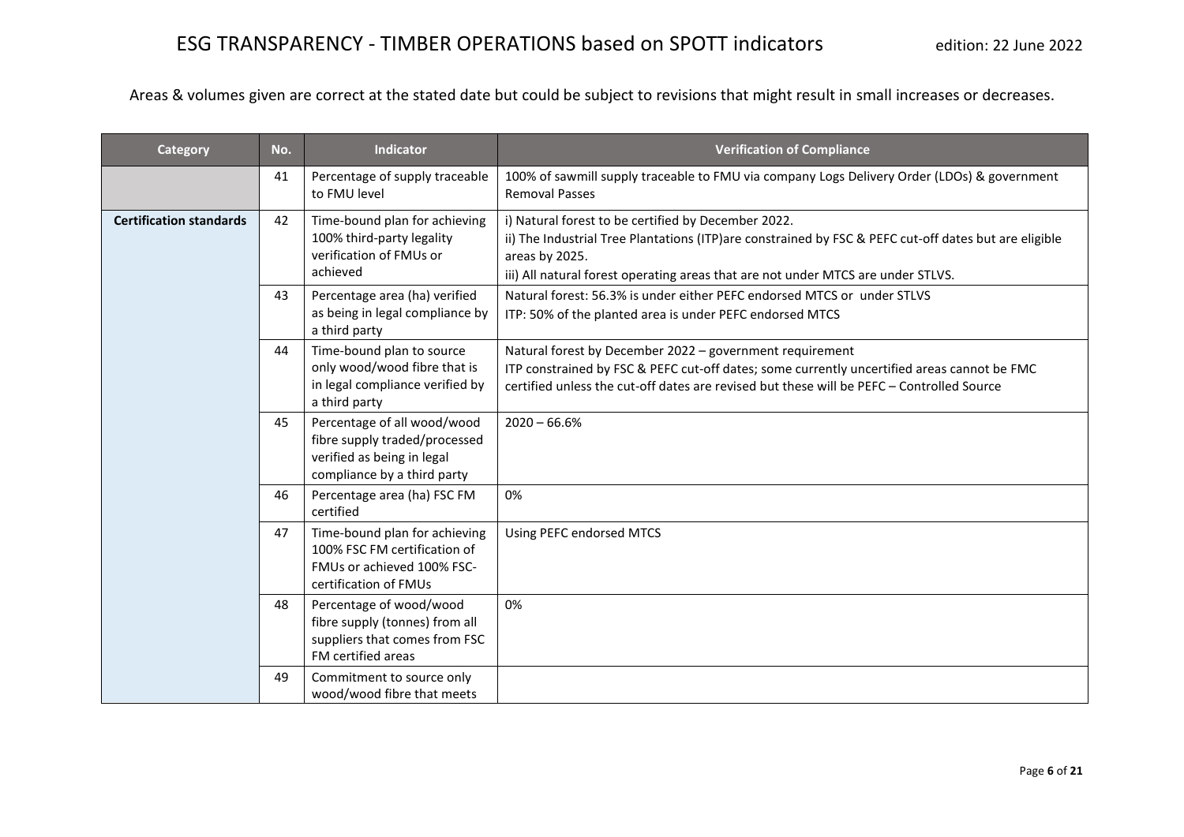Areas & volumes given are correct at the stated date but could be subject to revisions that might result in small increases or decreases.

| Category | No. | Indicator | Verification of Compliance |
|---|---|---|---|
| | 41 | Percentage of supply traceable to FMU level | 100% of sawmill supply traceable to FMU via company Logs Delivery Order (LDOs) & government Removal Passes |
| **Certification standards** | 42 | Time-bound plan for achieving 100% third-party legality verification of FMUs or achieved | i) Natural forest to be certified by December 2022.<br>ii) The Industrial Tree Plantations (ITP)are constrained by FSC & PEFC cut-off dates but are eligible areas by 2025.<br>iii) All natural forest operating areas that are not under MTCS are under STLVS. |
| | 43 | Percentage area (ha) verified as being in legal compliance by a third party | Natural forest: 56.3% is under either PEFC endorsed MTCS or under STLVS<br>ITP: 50% of the planted area is under PEFC endorsed MTCS |
| | 44 | Time-bound plan to source only wood/wood fibre that is in legal compliance verified by a third party | Natural forest by December 2022 – government requirement<br>ITP constrained by FSC & PEFC cut-off dates; some currently uncertified areas cannot be FMC certified unless the cut-off dates are revised but these will be PEFC – Controlled Source |
| | 45 | Percentage of all wood/wood fibre supply traded/processed verified as being in legal compliance by a third party | 2020 – 66.6% |
| | 46 | Percentage area (ha) FSC FM certified | 0% |
| | 47 | Time-bound plan for achieving 100% FSC FM certification of FMUs or achieved 100% FSC-certification of FMUs | Using PEFC endorsed MTCS |
| | 48 | Percentage of wood/wood fibre supply (tonnes) from all suppliers that comes from FSC FM certified areas | 0% |
| | 49 | Commitment to source only wood/wood fibre that meets | |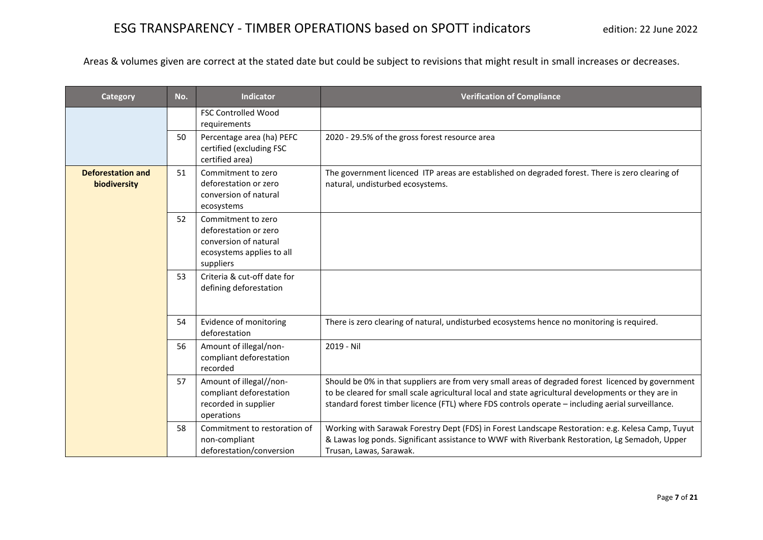Areas & volumes given are correct at the stated date but could be subject to revisions that might result in small increases or decreases.

| Category | No. | Indicator | Verification of Compliance |
|---|---|---|---|
| | | FSC Controlled Wood requirements | |
| | 50 | Percentage area (ha) PEFC certified (excluding FSC certified area) | 2020 - 29.5% of the gross forest resource area |
| **Deforestation and biodiversity** | 51 | Commitment to zero deforestation or zero conversion of natural ecosystems | The government licenced ITP areas are established on degraded forest. There is zero clearing of natural, undisturbed ecosystems. |
| | 52 | Commitment to zero deforestation or zero conversion of natural ecosystems applies to all suppliers | |
| | 53 | Criteria & cut-off date for defining deforestation | |
| | 54 | Evidence of monitoring deforestation | There is zero clearing of natural, undisturbed ecosystems hence no monitoring is required. |
| | 56 | Amount of illegal/non-compliant deforestation recorded | 2019 - Nil |
| | 57 | Amount of illegal//non-compliant deforestation recorded in supplier operations | Should be 0% in that suppliers are from very small areas of degraded forest licenced by government to be cleared for small scale agricultural local and state agricultural developments or they are in standard forest timber licence (FTL) where FDS controls operate – including aerial surveillance. |
| | 58 | Commitment to restoration of non-compliant deforestation/conversion | Working with Sarawak Forestry Dept (FDS) in Forest Landscape Restoration: e.g. Kelesa Camp, Tuyut & Lawas log ponds. Significant assistance to WWF with Riverbank Restoration, Lg Semadoh, Upper Trusan, Lawas, Sarawak. |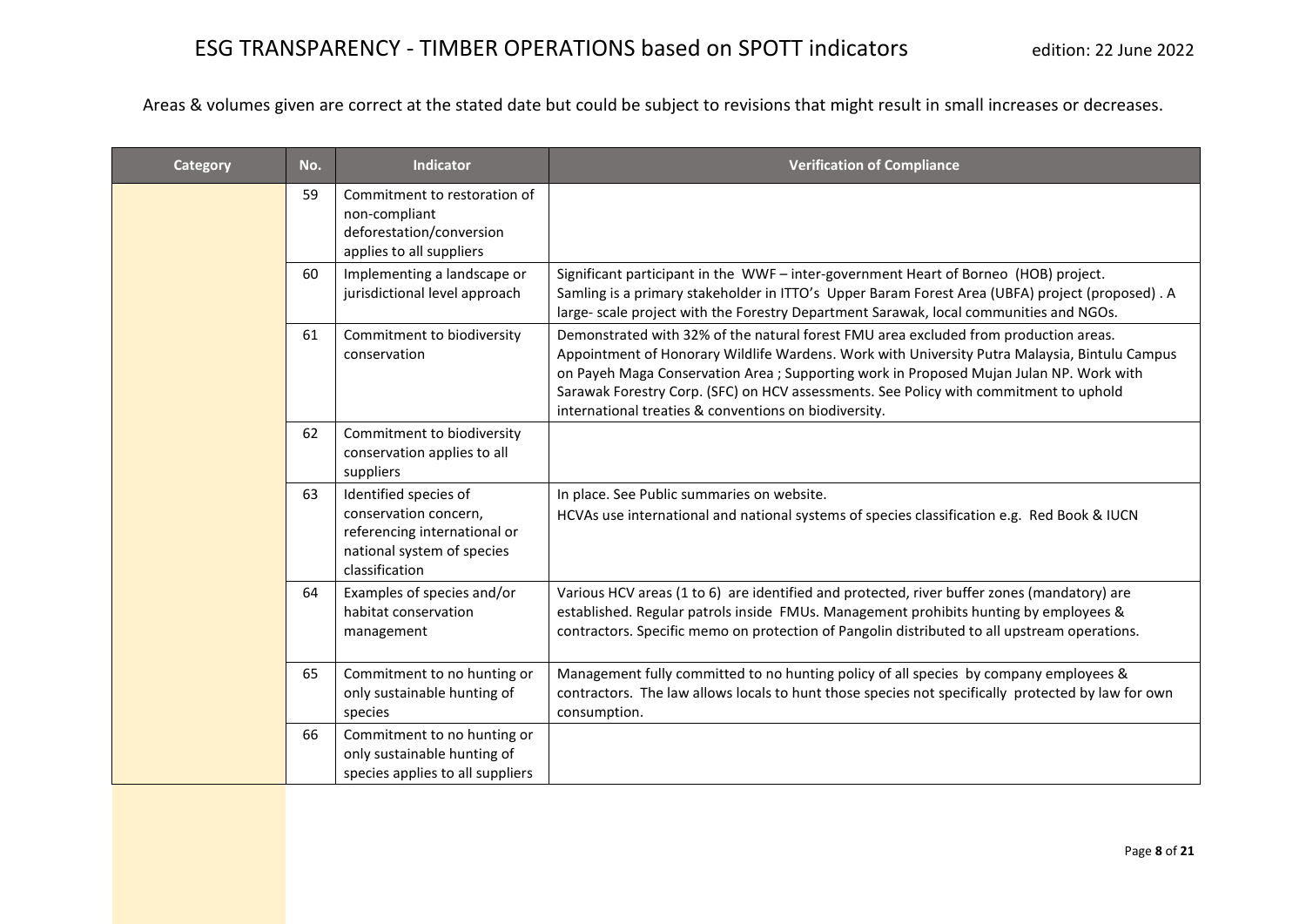Areas & volumes given are correct at the stated date but could be subject to revisions that might result in small increases or decreases.

| Category | No. | Indicator | Verification of Compliance |
|---|---|---|---|
| | 59 | Commitment to restoration of non-compliant deforestation/conversion applies to all suppliers | |
| | 60 | Implementing a landscape or jurisdictional level approach | Significant participant in the WWF – inter-government Heart of Borneo (HOB) project. Samling is a primary stakeholder in ITTO's Upper Baram Forest Area (UBFA) project (proposed) . A large- scale project with the Forestry Department Sarawak, local communities and NGOs. |
| | 61 | Commitment to biodiversity conservation | Demonstrated with 32% of the natural forest FMU area excluded from production areas. Appointment of Honorary Wildlife Wardens. Work with University Putra Malaysia, Bintulu Campus on Payeh Maga Conservation Area ; Supporting work in Proposed Mujan Julan NP. Work with Sarawak Forestry Corp. (SFC) on HCV assessments. See Policy with commitment to uphold international treaties & conventions on biodiversity. |
| | 62 | Commitment to biodiversity conservation applies to all suppliers | |
| | 63 | Identified species of conservation concern, referencing international or national system of species classification | In place. See Public summaries on website. HCVAs use international and national systems of species classification e.g. Red Book & IUCN |
| | 64 | Examples of species and/or habitat conservation management | Various HCV areas (1 to 6) are identified and protected, river buffer zones (mandatory) are established. Regular patrols inside FMUs. Management prohibits hunting by employees & contractors. Specific memo on protection of Pangolin distributed to all upstream operations. |
| | 65 | Commitment to no hunting or only sustainable hunting of species | Management fully committed to no hunting policy of all species by company employees & contractors. The law allows locals to hunt those species not specifically protected by law for own consumption. |
| | 66 | Commitment to no hunting or only sustainable hunting of species applies to all suppliers | |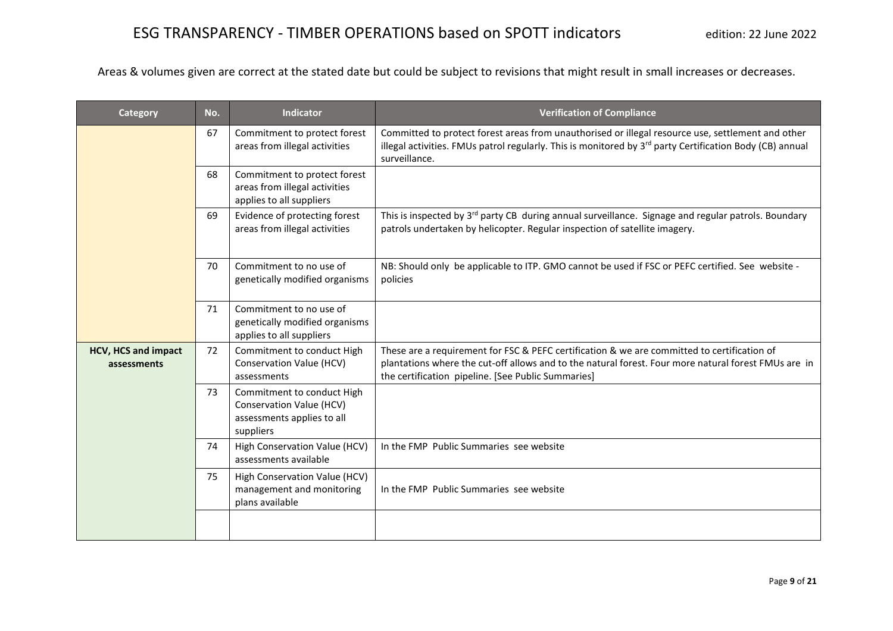# ESG TRANSPARENCY - TIMBER OPERATIONS based on SPOTT indicators

edition: 22 June 2022

Areas & volumes given are correct at the stated date but could be subject to revisions that might result in small increases or decreases.

| Category | No. | Indicator | Verification of Compliance |
|---|---|---|---|
| | 67 | Commitment to protect forest areas from illegal activities | Committed to protect forest areas from unauthorised or illegal resource use, settlement and other illegal activities. FMUs patrol regularly. This is monitored by 3rd party Certification Body (CB) annual surveillance. |
| | 68 | Commitment to protect forest areas from illegal activities applies to all suppliers | |
| | 69 | Evidence of protecting forest areas from illegal activities | This is inspected by 3rd party CB during annual surveillance. Signage and regular patrols. Boundary patrols undertaken by helicopter. Regular inspection of satellite imagery. |
| | 70 | Commitment to no use of genetically modified organisms | NB: Should only be applicable to ITP. GMO cannot be used if FSC or PEFC certified. See website - policies |
| | 71 | Commitment to no use of genetically modified organisms applies to all suppliers | |
| **HCV, HCS and impact assessments** | 72 | Commitment to conduct High Conservation Value (HCV) assessments | These are a requirement for FSC & PEFC certification & we are committed to certification of plantations where the cut-off allows and to the natural forest. Four more natural forest FMUs are in the certification pipeline. [See Public Summaries] |
| | 73 | Commitment to conduct High Conservation Value (HCV) assessments applies to all suppliers | |
| | 74 | High Conservation Value (HCV) assessments available | In the FMP Public Summaries see website |
| | 75 | High Conservation Value (HCV) management and monitoring plans available | In the FMP Public Summaries see website |
| | | | |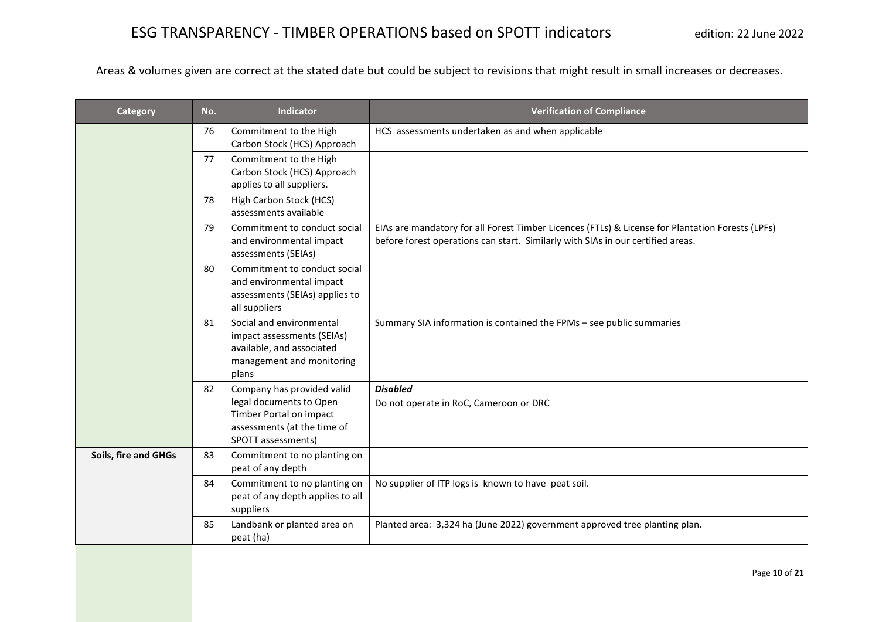# ESG TRANSPARENCY - TIMBER OPERATIONS based on SPOTT indicators

edition: 22 June 2022

Areas & volumes given are correct at the stated date but could be subject to revisions that might result in small increases or decreases.

| Category | No. | Indicator | Verification of Compliance |
|---|---|---|---|
| | 76 | Commitment to the High Carbon Stock (HCS) Approach | HCS assessments undertaken as and when applicable |
| | 77 | Commitment to the High Carbon Stock (HCS) Approach applies to all suppliers. | |
| | 78 | High Carbon Stock (HCS) assessments available | |
| | 79 | Commitment to conduct social and environmental impact assessments (SEIAs) | EIAs are mandatory for all Forest Timber Licences (FTLs) & License for Plantation Forests (LPFs) before forest operations can start. Similarly with SIAs in our certified areas. |
| | 80 | Commitment to conduct social and environmental impact assessments (SEIAs) applies to all suppliers | |
| | 81 | Social and environmental impact assessments (SEIAs) available, and associated management and monitoring plans | Summary SIA information is contained the FPMs – see public summaries |
| | 82 | Company has provided valid legal documents to Open Timber Portal on impact assessments (at the time of SPOTT assessments) | ***Disabled*** Do not operate in RoC, Cameroon or DRC |
| **Soils, fire and GHGs** | 83 | Commitment to no planting on peat of any depth | |
| | 84 | Commitment to no planting on peat of any depth applies to all suppliers | No supplier of ITP logs is known to have peat soil. |
| | 85 | Landbank or planted area on peat (ha) | Planted area: 3,324 ha (June 2022) government approved tree planting plan. |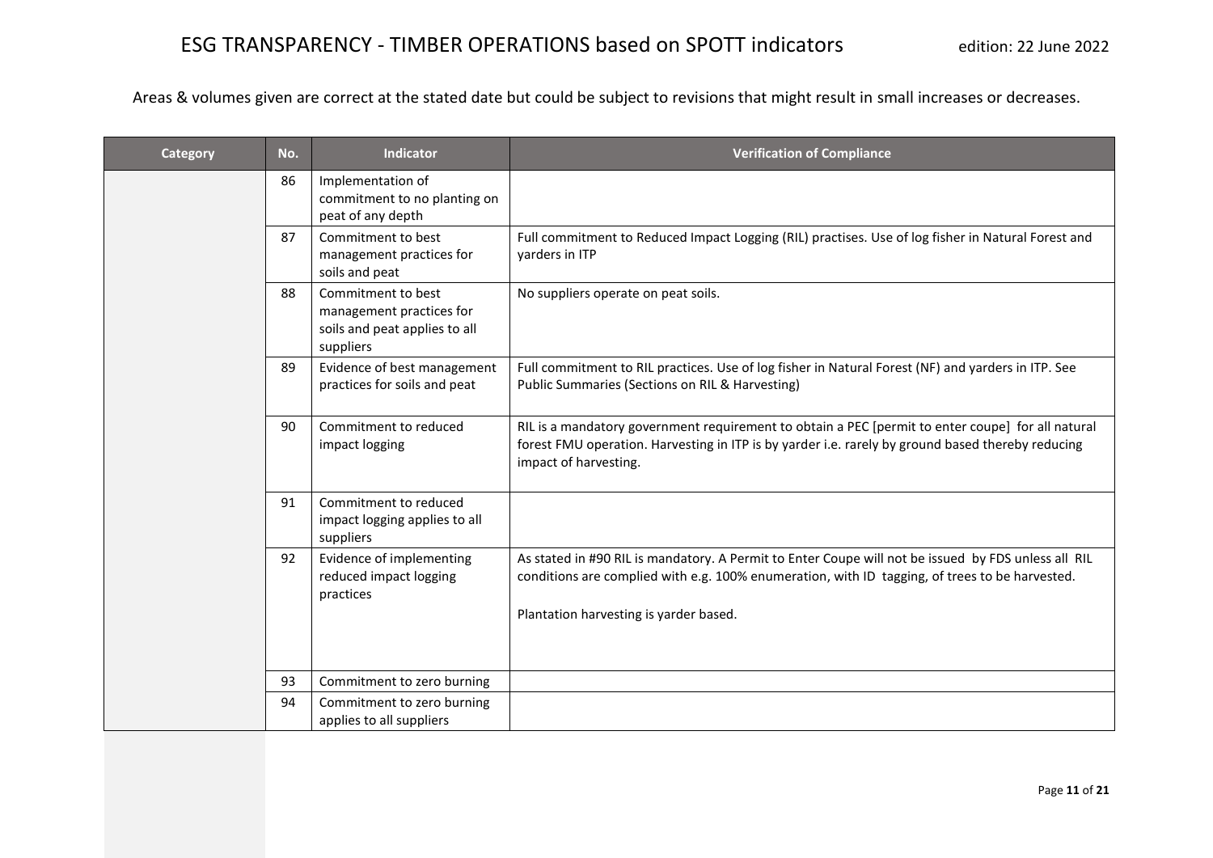# ESG TRANSPARENCY - TIMBER OPERATIONS based on SPOTT indicators

edition: 22 June 2022

Areas & volumes given are correct at the stated date but could be subject to revisions that might result in small increases or decreases.

| Category | No. | Indicator | Verification of Compliance |
|---|---|---|---|
| | 86 | Implementation of commitment to no planting on peat of any depth | |
| | 87 | Commitment to best management practices for soils and peat | Full commitment to Reduced Impact Logging (RIL) practises. Use of log fisher in Natural Forest and yarders in ITP |
| | 88 | Commitment to best management practices for soils and peat applies to all suppliers | No suppliers operate on peat soils. |
| | 89 | Evidence of best management practices for soils and peat | Full commitment to RIL practices. Use of log fisher in Natural Forest (NF) and yarders in ITP. See Public Summaries (Sections on RIL & Harvesting) |
| | 90 | Commitment to reduced impact logging | RIL is a mandatory government requirement to obtain a PEC [permit to enter coupe] for all natural forest FMU operation. Harvesting in ITP is by yarder i.e. rarely by ground based thereby reducing impact of harvesting. |
| | 91 | Commitment to reduced impact logging applies to all suppliers | |
| | 92 | Evidence of implementing reduced impact logging practices | As stated in #90 RIL is mandatory. A Permit to Enter Coupe will not be issued by FDS unless all RIL conditions are complied with e.g. 100% enumeration, with ID tagging, of trees to be harvested.<br><br>Plantation harvesting is yarder based. |
| | 93 | Commitment to zero burning | |
| | 94 | Commitment to zero burning applies to all suppliers | |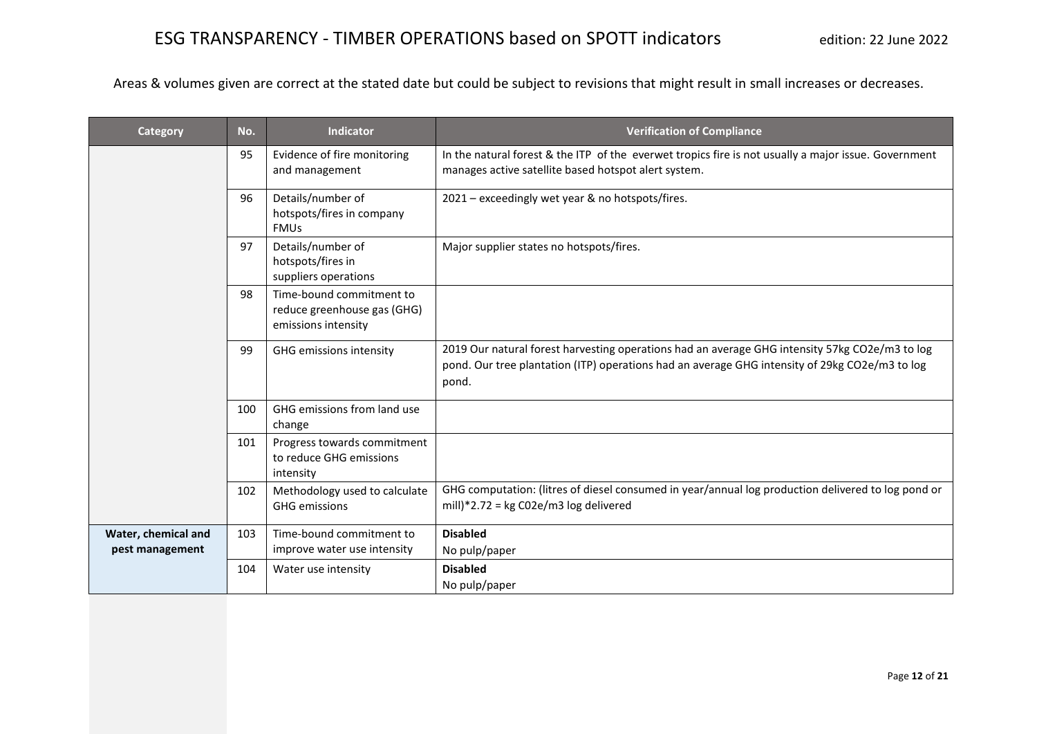Areas & volumes given are correct at the stated date but could be subject to revisions that might result in small increases or decreases.

| Category | No. | Indicator | Verification of Compliance |
|---|---|---|---|
| | 95 | Evidence of fire monitoring and management | In the natural forest & the ITP of the everwet tropics fire is not usually a major issue. Government manages active satellite based hotspot alert system. |
| | 96 | Details/number of hotspots/fires in company FMUs | 2021 – exceedingly wet year & no hotspots/fires. |
| | 97 | Details/number of hotspots/fires in suppliers operations | Major supplier states no hotspots/fires. |
| | 98 | Time-bound commitment to reduce greenhouse gas (GHG) emissions intensity | |
| | 99 | GHG emissions intensity | 2019 Our natural forest harvesting operations had an average GHG intensity 57kg $CO_2e/m^3$ to log pond. Our tree plantation (ITP) operations had an average GHG intensity of 29kg $CO_2e/m^3$ to log pond. |
| | 100 | GHG emissions from land use change | |
| | 101 | Progress towards commitment to reduce GHG emissions intensity | |
| | 102 | Methodology used to calculate GHG emissions | GHG computation: (litres of diesel consumed in year/annual log production delivered to log pond or mill)*2.72 = kg C02e/m3 log delivered |
| **Water, chemical and pest management** | 103 | Time-bound commitment to improve water use intensity | **Disabled** No pulp/paper |
| | 104 | Water use intensity | **Disabled** No pulp/paper |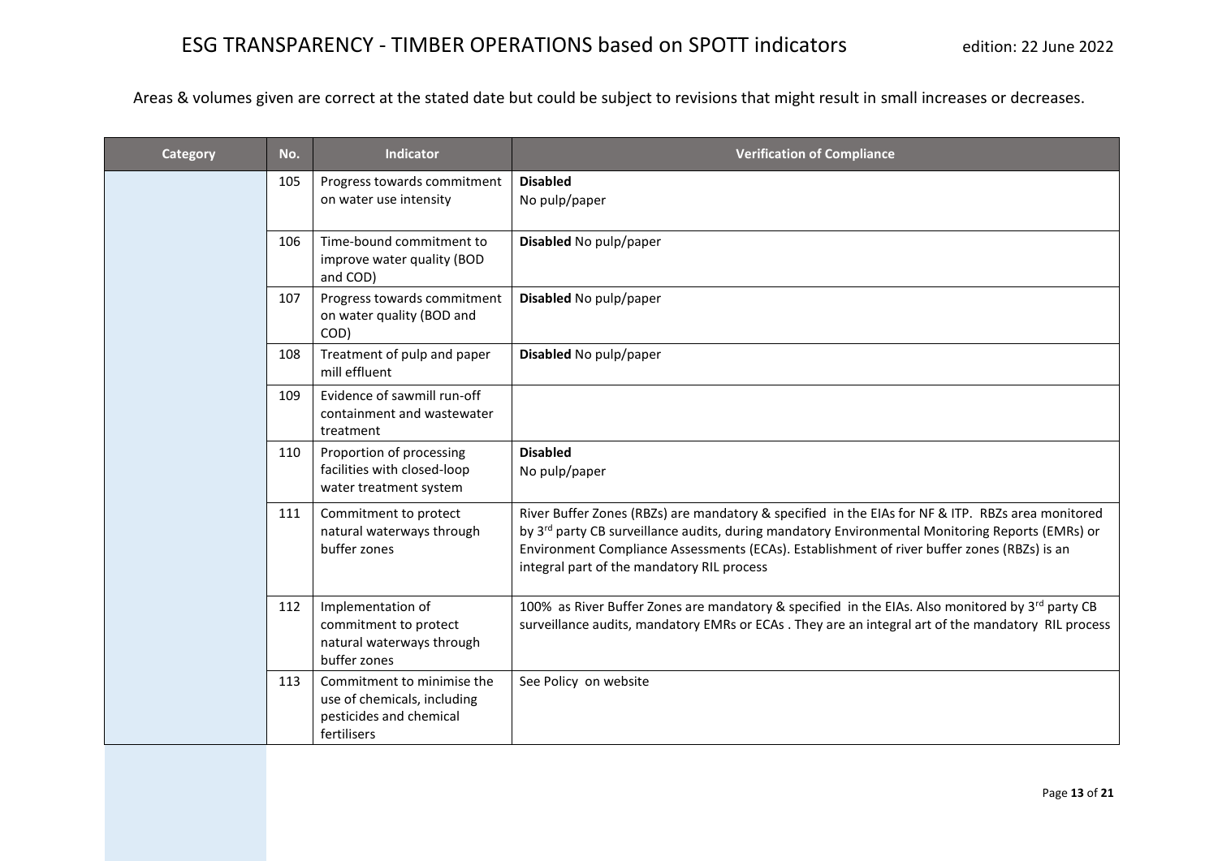Areas & volumes given are correct at the stated date but could be subject to revisions that might result in small increases or decreases.

| Category | No. | Indicator | Verification of Compliance |
|---|---|---|---|
| | 105 | Progress towards commitment on water use intensity | **Disabled**<br>No pulp/paper |
| | 106 | Time-bound commitment to improve water quality (BOD and COD) | **Disabled** No pulp/paper |
| | 107 | Progress towards commitment on water quality (BOD and COD) | **Disabled** No pulp/paper |
| | 108 | Treatment of pulp and paper mill effluent | **Disabled** No pulp/paper |
| | 109 | Evidence of sawmill run-off containment and wastewater treatment | |
| | 110 | Proportion of processing facilities with closed-loop water treatment system | **Disabled**<br>No pulp/paper |
| | 111 | Commitment to protect natural waterways through buffer zones | River Buffer Zones (RBZs) are mandatory & specified in the EIAs for NF & ITP. RBZs area monitored by 3rd party CB surveillance audits, during mandatory Environmental Monitoring Reports (EMRs) or Environment Compliance Assessments (ECAs). Establishment of river buffer zones (RBZs) is an integral part of the mandatory RIL process |
| | 112 | Implementation of commitment to protect natural waterways through buffer zones | 100% as River Buffer Zones are mandatory & specified in the EIAs. Also monitored by 3rd party CB surveillance audits, mandatory EMRs or ECAs . They are an integral art of the mandatory RIL process |
| | 113 | Commitment to minimise the use of chemicals, including pesticides and chemical fertilisers | See Policy on website |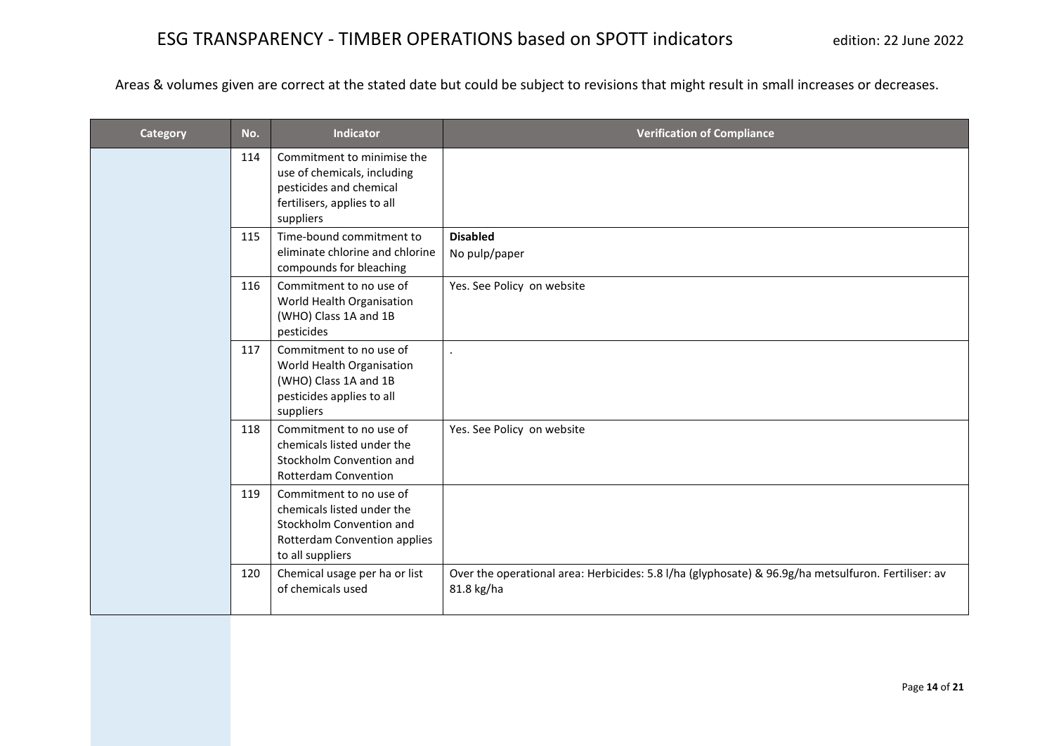Areas & volumes given are correct at the stated date but could be subject to revisions that might result in small increases or decreases.

| Category | No. | Indicator | Verification of Compliance |
|---|---|---|---|
| | 114 | Commitment to minimise the use of chemicals, including pesticides and chemical fertilisers, applies to all suppliers | |
| | 115 | Time-bound commitment to eliminate chlorine and chlorine compounds for bleaching | **Disabled** No pulp/paper |
| | 116 | Commitment to no use of World Health Organisation (WHO) Class 1A and 1B pesticides | Yes. See Policy on website |
| | 117 | Commitment to no use of World Health Organisation (WHO) Class 1A and 1B pesticides applies to all suppliers | . |
| | 118 | Commitment to no use of chemicals listed under the Stockholm Convention and Rotterdam Convention | Yes. See Policy on website |
| | 119 | Commitment to no use of chemicals listed under the Stockholm Convention and Rotterdam Convention applies to all suppliers | |
| | 120 | Chemical usage per ha or list of chemicals used | Over the operational area: Herbicides: 5.8 l/ha (glyphosate) & 96.9g/ha metsulfuron. Fertiliser: av 81.8 kg/ha |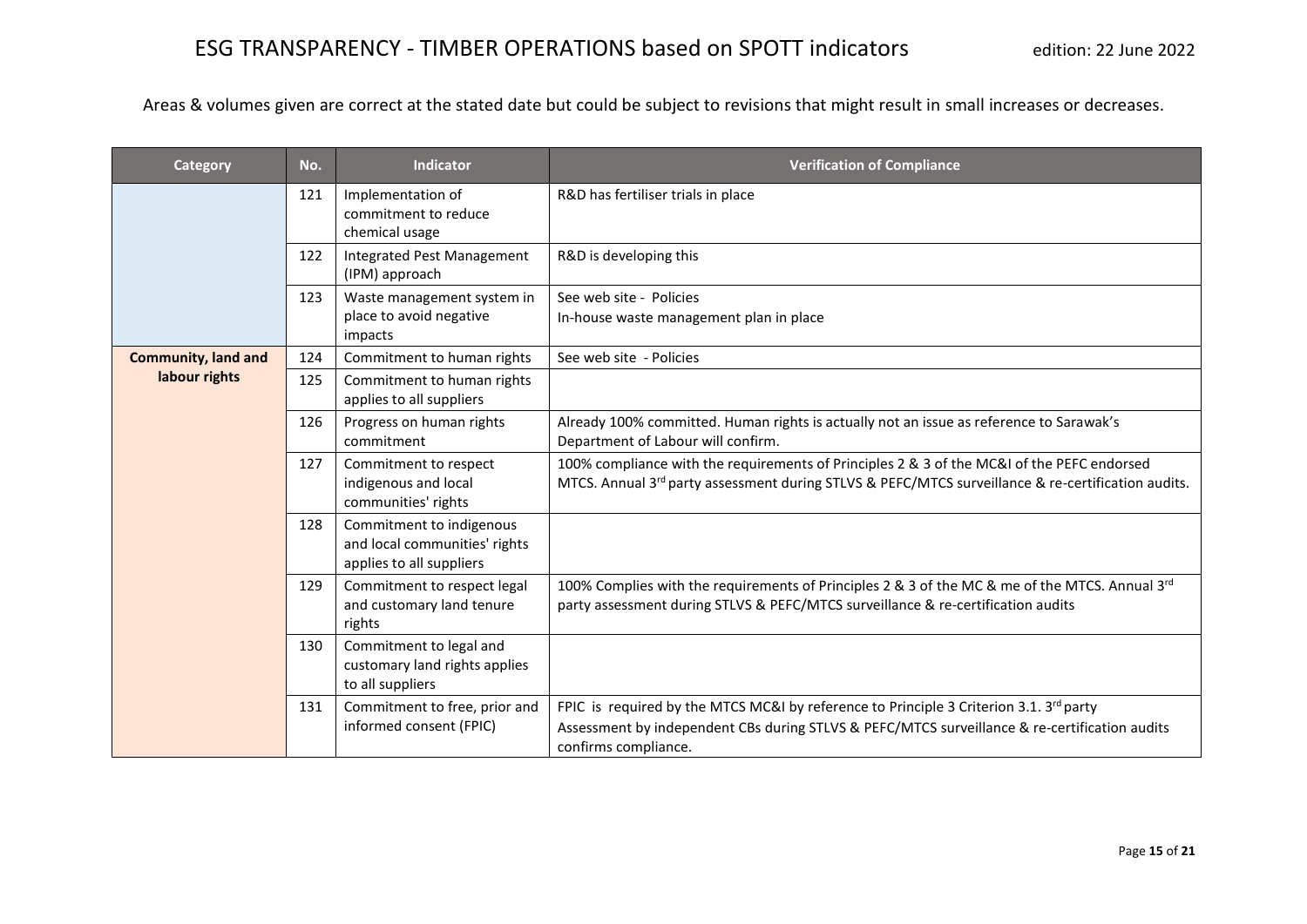# ESG TRANSPARENCY - TIMBER OPERATIONS based on SPOTT indicators

edition: 22 June 2022

Areas & volumes given are correct at the stated date but could be subject to revisions that might result in small increases or decreases.

| Category | No. | Indicator | Verification of Compliance |
|---|---|---|---|
| | 121 | Implementation of commitment to reduce chemical usage | R&D has fertiliser trials in place |
| | 122 | Integrated Pest Management (IPM) approach | R&D is developing this |
| | 123 | Waste management system in place to avoid negative impacts | See web site - Policies<br>In-house waste management plan in place |
| **Community, land and labour rights** | 124 | Commitment to human rights | See web site - Policies |
| | 125 | Commitment to human rights applies to all suppliers | |
| | 126 | Progress on human rights commitment | Already 100% committed. Human rights is actually not an issue as reference to Sarawak's Department of Labour will confirm. |
| | 127 | Commitment to respect indigenous and local communities' rights | 100% compliance with the requirements of Principles 2 & 3 of the MC&I of the PEFC endorsed MTCS. Annual 3rd party assessment during STLVS & PEFC/MTCS surveillance & re-certification audits. |
| | 128 | Commitment to indigenous and local communities' rights applies to all suppliers | |
| | 129 | Commitment to respect legal and customary land tenure rights | 100% Complies with the requirements of Principles 2 & 3 of the MC & me of the MTCS. Annual 3rd party assessment during STLVS & PEFC/MTCS surveillance & re-certification audits |
| | 130 | Commitment to legal and customary land rights applies to all suppliers | |
| | 131 | Commitment to free, prior and informed consent (FPIC) | FPIC is required by the MTCS MC&I by reference to Principle 3 Criterion 3.1. 3rd party Assessment by independent CBs during STLVS & PEFC/MTCS surveillance & re-certification audits confirms compliance. |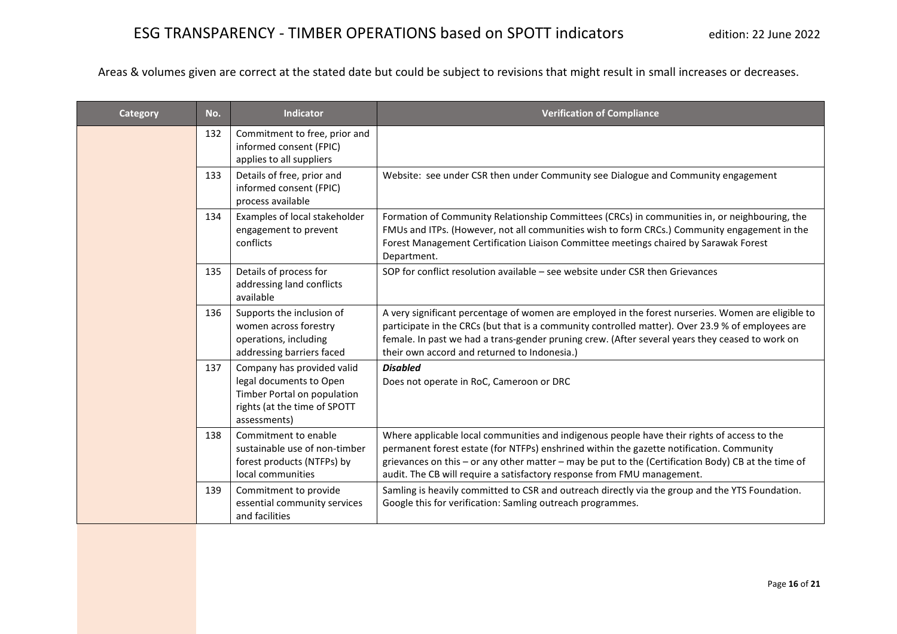Areas & volumes given are correct at the stated date but could be subject to revisions that might result in small increases or decreases.

| Category | No. | Indicator | Verification of Compliance |
|---|---|---|---|
| | 132 | Commitment to free, prior and informed consent (FPIC) applies to all suppliers | |
| | 133 | Details of free, prior and informed consent (FPIC) process available | Website: see under CSR then under Community see Dialogue and Community engagement |
| | 134 | Examples of local stakeholder engagement to prevent conflicts | Formation of Community Relationship Committees (CRCs) in communities in, or neighbouring, the FMUs and ITPs. (However, not all communities wish to form CRCs.) Community engagement in the Forest Management Certification Liaison Committee meetings chaired by Sarawak Forest Department. |
| | 135 | Details of process for addressing land conflicts available | SOP for conflict resolution available – see website under CSR then Grievances |
| | 136 | Supports the inclusion of women across forestry operations, including addressing barriers faced | A very significant percentage of women are employed in the forest nurseries. Women are eligible to participate in the CRCs (but that is a community controlled matter). Over 23.9 % of employees are female. In past we had a trans-gender pruning crew. (After several years they ceased to work on their own accord and returned to Indonesia.) |
| | 137 | Company has provided valid legal documents to Open Timber Portal on population rights (at the time of SPOTT assessments) | ***Disabled*** Does not operate in RoC, Cameroon or DRC |
| | 138 | Commitment to enable sustainable use of non-timber forest products (NTFPs) by local communities | Where applicable local communities and indigenous people have their rights of access to the permanent forest estate (for NTFPs) enshrined within the gazette notification. Community grievances on this – or any other matter – may be put to the (Certification Body) CB at the time of audit. The CB will require a satisfactory response from FMU management. |
| | 139 | Commitment to provide essential community services and facilities | Samling is heavily committed to CSR and outreach directly via the group and the YTS Foundation. Google this for verification: Samling outreach programmes. |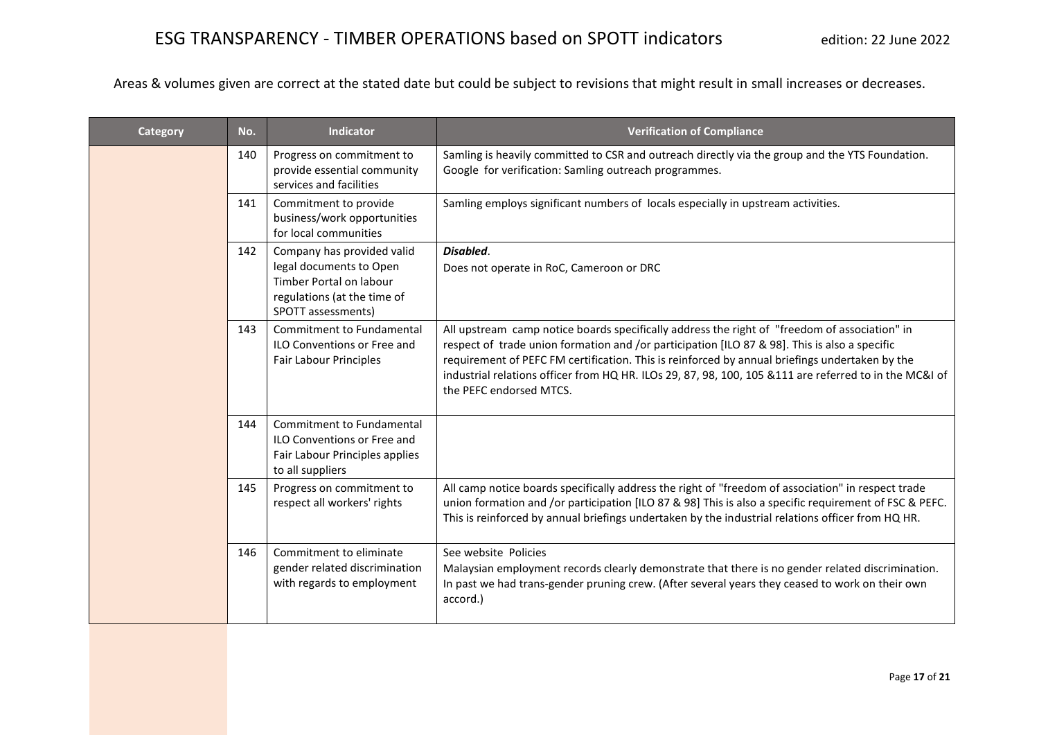# ESG TRANSPARENCY - TIMBER OPERATIONS based on SPOTT indicators

edition: 22 June 2022

Areas & volumes given are correct at the stated date but could be subject to revisions that might result in small increases or decreases.

| Category | No. | Indicator | Verification of Compliance |
|---|---|---|---|
| | 140 | Progress on commitment to provide essential community services and facilities | Samling is heavily committed to CSR and outreach directly via the group and the YTS Foundation. Google for verification: Samling outreach programmes. |
| | 141 | Commitment to provide business/work opportunities for local communities | Samling employs significant numbers of locals especially in upstream activities. |
| | 142 | Company has provided valid legal documents to Open Timber Portal on labour regulations (at the time of SPOTT assessments) | ***Disabled***. Does not operate in RoC, Cameroon or DRC |
| | 143 | Commitment to Fundamental ILO Conventions or Free and Fair Labour Principles | All upstream camp notice boards specifically address the right of "freedom of association" in respect of trade union formation and /or participation [ILO 87 & 98]. This is also a specific requirement of PEFC FM certification. This is reinforced by annual briefings undertaken by the industrial relations officer from HQ HR. ILOs 29, 87, 98, 100, 105 &111 are referred to in the MC&I of the PEFC endorsed MTCS. |
| | 144 | Commitment to Fundamental ILO Conventions or Free and Fair Labour Principles applies to all suppliers | |
| | 145 | Progress on commitment to respect all workers' rights | All camp notice boards specifically address the right of "freedom of association" in respect trade union formation and /or participation [ILO 87 & 98] This is also a specific requirement of FSC & PEFC. This is reinforced by annual briefings undertaken by the industrial relations officer from HQ HR. |
| | 146 | Commitment to eliminate gender related discrimination with regards to employment | See website Policies. Malaysian employment records clearly demonstrate that there is no gender related discrimination. In past we had trans-gender pruning crew. (After several years they ceased to work on their own accord.) |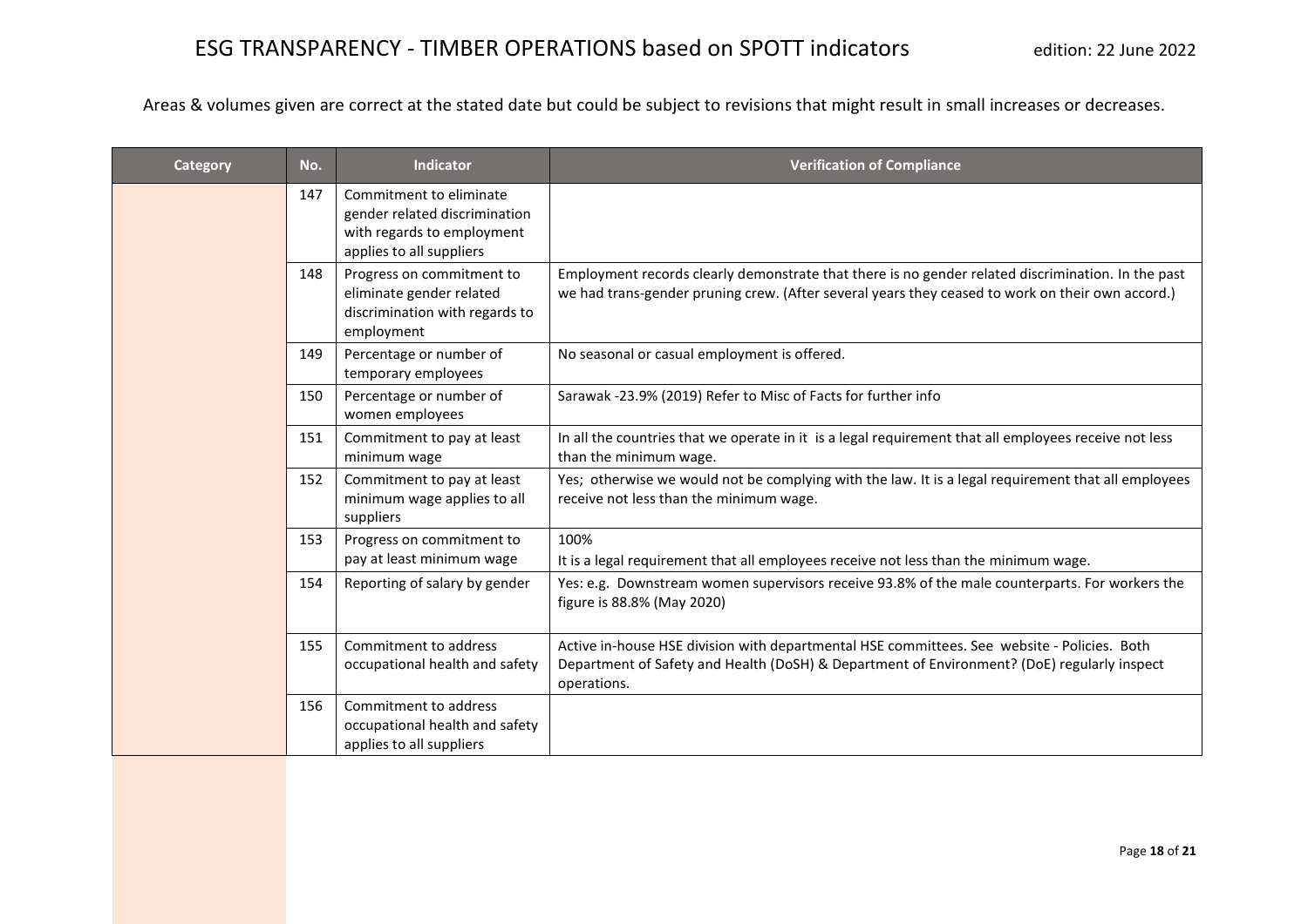# ESG TRANSPARENCY - TIMBER OPERATIONS based on SPOTT indicators

edition: 22 June 2022

Areas & volumes given are correct at the stated date but could be subject to revisions that might result in small increases or decreases.

| Category | No. | Indicator | Verification of Compliance |
|---|---|---|---|
| | 147 | Commitment to eliminate gender related discrimination with regards to employment applies to all suppliers | |
| | 148 | Progress on commitment to eliminate gender related discrimination with regards to employment | Employment records clearly demonstrate that there is no gender related discrimination. In the past we had trans-gender pruning crew. (After several years they ceased to work on their own accord.) |
| | 149 | Percentage or number of temporary employees | No seasonal or casual employment is offered. |
| | 150 | Percentage or number of women employees | Sarawak -23.9% (2019) Refer to Misc of Facts for further info |
| | 151 | Commitment to pay at least minimum wage | In all the countries that we operate in it is a legal requirement that all employees receive not less than the minimum wage. |
| | 152 | Commitment to pay at least minimum wage applies to all suppliers | Yes; otherwise we would not be complying with the law. It is a legal requirement that all employees receive not less than the minimum wage. |
| | 153 | Progress on commitment to pay at least minimum wage | 100%<br>It is a legal requirement that all employees receive not less than the minimum wage. |
| | 154 | Reporting of salary by gender | Yes: e.g. Downstream women supervisors receive 93.8% of the male counterparts. For workers the figure is 88.8% (May 2020) |
| | 155 | Commitment to address occupational health and safety | Active in-house HSE division with departmental HSE committees. See website - Policies. Both Department of Safety and Health (DoSH) & Department of Environment? (DoE) regularly inspect operations. |
| | 156 | Commitment to address occupational health and safety applies to all suppliers | |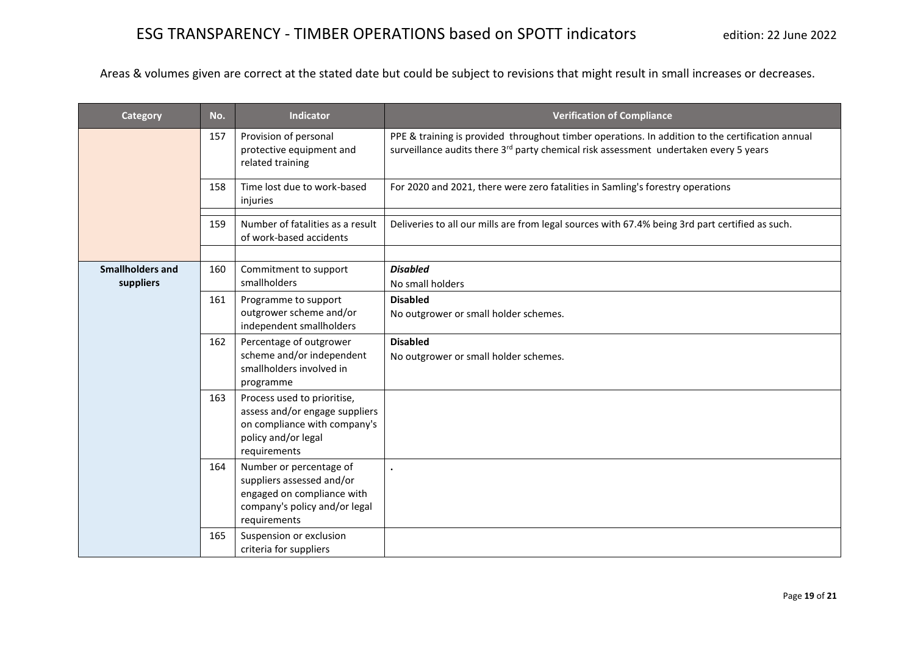Areas & volumes given are correct at the stated date but could be subject to revisions that might result in small increases or decreases.

| Category | No. | Indicator | Verification of Compliance |
|---|---|---|---|
| | 157 | Provision of personal protective equipment and related training | PPE & training is provided throughout timber operations. In addition to the certification annual surveillance audits there 3rd party chemical risk assessment undertaken every 5 years |
| | 158 | Time lost due to work-based injuries | For 2020 and 2021, there were zero fatalities in Samling's forestry operations |
| | 159 | Number of fatalities as a result of work-based accidents | Deliveries to all our mills are from legal sources with 67.4% being 3rd part certified as such. |
| | | | |
| **Smallholders and suppliers** | 160 | Commitment to support smallholders | ***Disabled*** No small holders |
| | 161 | Programme to support outgrower scheme and/or independent smallholders | **Disabled** No outgrower or small holder schemes. |
| | 162 | Percentage of outgrower scheme and/or independent smallholders involved in programme | **Disabled** No outgrower or small holder schemes. |
| | 163 | Process used to prioritise, assess and/or engage suppliers on compliance with company's policy and/or legal requirements | |
| | 164 | Number or percentage of suppliers assessed and/or engaged on compliance with company's policy and/or legal requirements | . |
| | 165 | Suspension or exclusion criteria for suppliers | |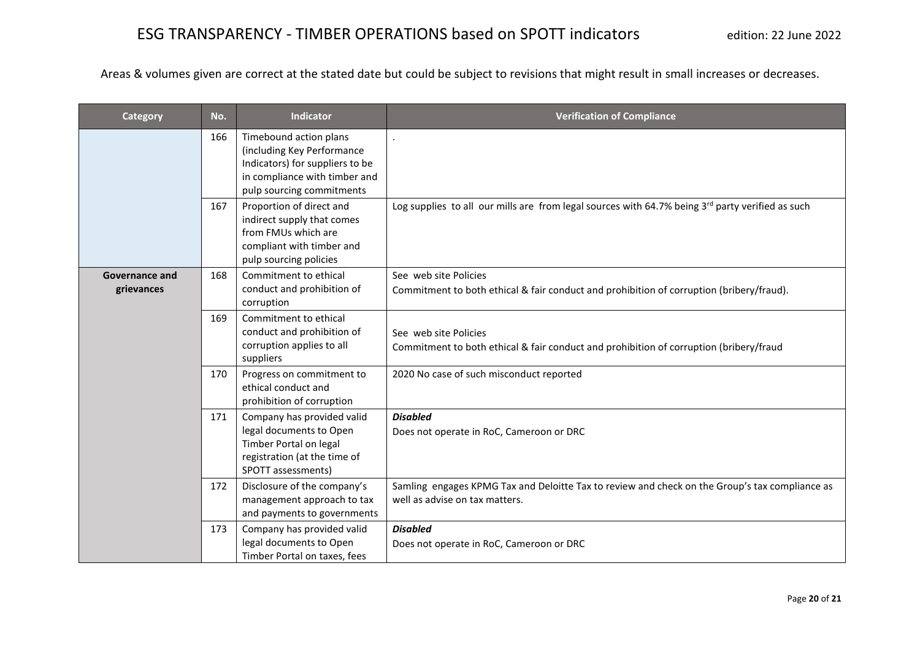# ESG TRANSPARENCY - TIMBER OPERATIONS based on SPOTT indicators

edition: 22 June 2022

Areas & volumes given are correct at the stated date but could be subject to revisions that might result in small increases or decreases.

| Category | No. | Indicator | Verification of Compliance |
|---|---|---|---|
| | 166 | Timebound action plans (including Key Performance Indicators) for suppliers to be in compliance with timber and pulp sourcing commitments | . |
| | 167 | Proportion of direct and indirect supply that comes from FMUs which are compliant with timber and pulp sourcing policies | Log supplies to all our mills are from legal sources with 64.7% being 3rd party verified as such |
| **Governance and grievances** | 168 | Commitment to ethical conduct and prohibition of corruption | See web site Policies<br>Commitment to both ethical & fair conduct and prohibition of corruption (bribery/fraud). |
| | 169 | Commitment to ethical conduct and prohibition of corruption applies to all suppliers | See web site Policies<br>Commitment to both ethical & fair conduct and prohibition of corruption (bribery/fraud |
| | 170 | Progress on commitment to ethical conduct and prohibition of corruption | 2020 No case of such misconduct reported |
| | 171 | Company has provided valid legal documents to Open Timber Portal on legal registration (at the time of SPOTT assessments) | ***Disabled***<br>Does not operate in RoC, Cameroon or DRC |
| | 172 | Disclosure of the company's management approach to tax and payments to governments | Samling engages KPMG Tax and Deloitte Tax to review and check on the Group's tax compliance as well as advise on tax matters. |
| | 173 | Company has provided valid legal documents to Open Timber Portal on taxes, fees | ***Disabled***<br>Does not operate in RoC, Cameroon or DRC |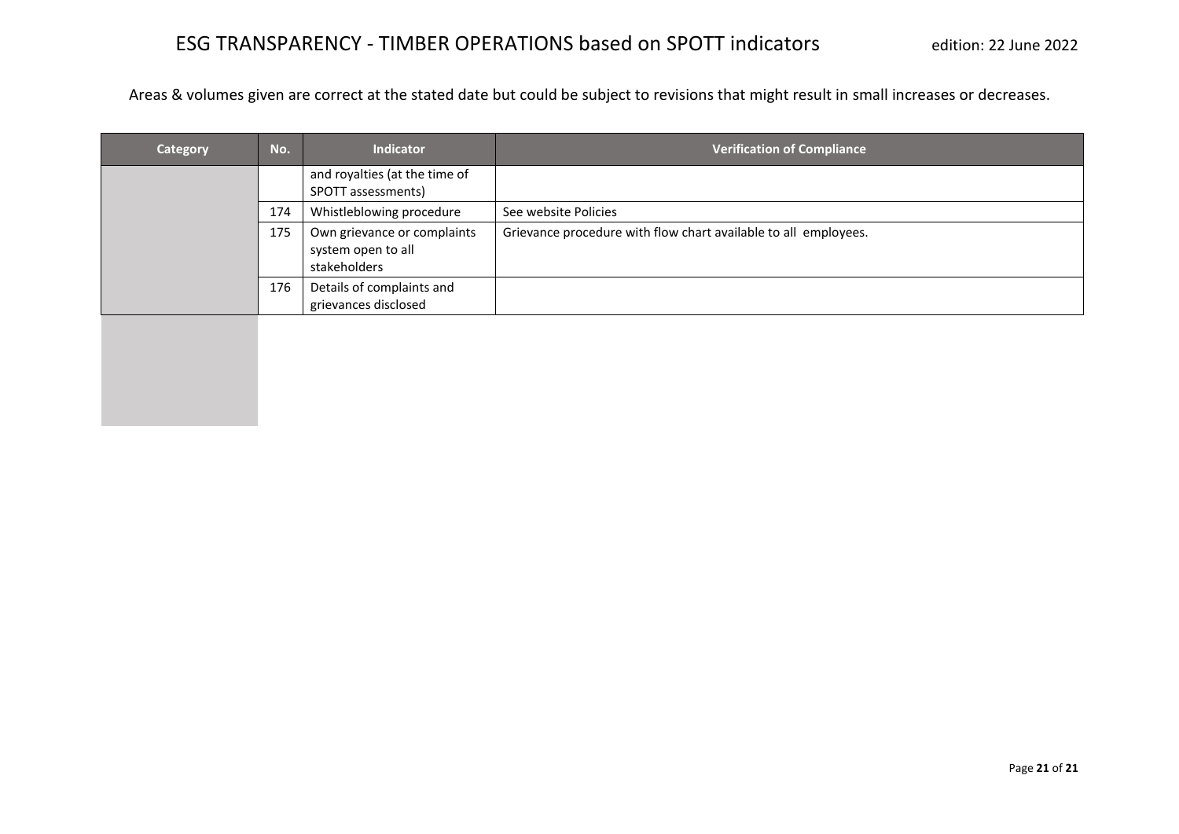Areas & volumes given are correct at the stated date but could be subject to revisions that might result in small increases or decreases.

| Category | No. | Indicator | Verification of Compliance |
|---|---|---|---|
| | | and royalties (at the time of SPOTT assessments) | |
| | 174 | Whistleblowing procedure | See website Policies |
| | 175 | Own grievance or complaints system open to all stakeholders | Grievance procedure with flow chart available to all employees. |
| | 176 | Details of complaints and grievances disclosed | |